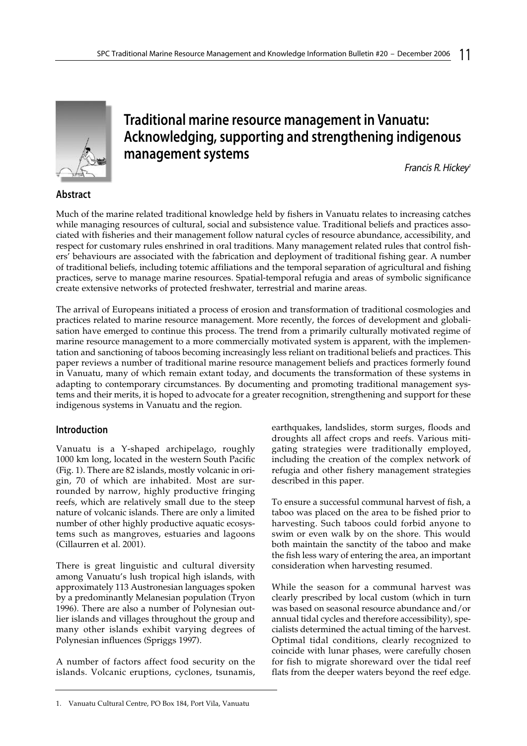# Traditional marine resource management in Vanuatu: Acknowledging, supporting and strengthening indigenous management systems

*Francis R. Hickey*[1]

## Abstract

Much of the marine related traditional knowledge held by fishers in Vanuatu relates to increasing catches while managing resources of cultural, social and subsistence value. Traditional beliefs and practices associated with fisheries and their management follow natural cycles of resource abundance, accessibility, and respect for customary rules enshrined in oral traditions. Many management related rules that control fishers' behaviours are associated with the fabrication and deployment of traditional fishing gear. A number of traditional beliefs, including totemic affiliations and the temporal separation of agricultural and fishing practices, serve to manage marine resources. Spatial-temporal refugia and areas of symbolic significance create extensive networks of protected freshwater, terrestrial and marine areas.

The arrival of Europeans initiated a process of erosion and transformation of traditional cosmologies and practices related to marine resource management. More recently, the forces of development and globalisation have emerged to continue this process. The trend from a primarily culturally motivated regime of marine resource management to a more commercially motivated system is apparent, with the implementation and sanctioning of taboos becoming increasingly less reliant on traditional beliefs and practices. This paper reviews a number of traditional marine resource management beliefs and practices formerly found in Vanuatu, many of which remain extant today, and documents the transformation of these systems in adapting to contemporary circumstances. By documenting and promoting traditional management systems and their merits, it is hoped to advocate for a greater recognition, strengthening and support for these indigenous systems in Vanuatu and the region.

## Introduction

Vanuatu is a Y-shaped archipelago, roughly 1000 km long, located in the western South Pacific (Fig. 1). There are 82 islands, mostly volcanic in origin, 70 of which are inhabited. Most are surrounded by narrow, highly productive fringing reefs, which are relatively small due to the steep nature of volcanic islands. There are only a limited number of other highly productive aquatic ecosystems such as mangroves, estuaries and lagoons (Cillaurren et al. 2001).

There is great linguistic and cultural diversity among Vanuatu's lush tropical high islands, with approximately 113 Austronesian languages spoken by a predominantly Melanesian population (Tryon 1996). There are also a number of Polynesian outlier islands and villages throughout the group and many other islands exhibit varying degrees of Polynesian influences (Spriggs 1997).

A number of factors affect food security on the islands. Volcanic eruptions, cyclones, tsunamis, earthquakes, landslides, storm surges, floods and droughts all affect crops and reefs. Various mitigating strategies were traditionally employed, including the creation of the complex network of refugia and other fishery management strategies described in this paper.

To ensure a successful communal harvest of fish, a taboo was placed on the area to be fished prior to harvesting. Such taboos could forbid anyone to swim or even walk by on the shore. This would both maintain the sanctity of the taboo and make the fish less wary of entering the area, an important consideration when harvesting resumed.

While the season for a communal harvest was clearly prescribed by local custom (which in turn was based on seasonal resource abundance and/or annual tidal cycles and therefore accessibility), specialists determined the actual timing of the harvest. Optimal tidal conditions, clearly recognized to coincide with lunar phases, were carefully chosen for fish to migrate shoreward over the tidal reef flats from the deeper waters beyond the reef edge.

---

1. Vanuatu Cultural Centre, PO Box 184, Port Vila, Vanuatu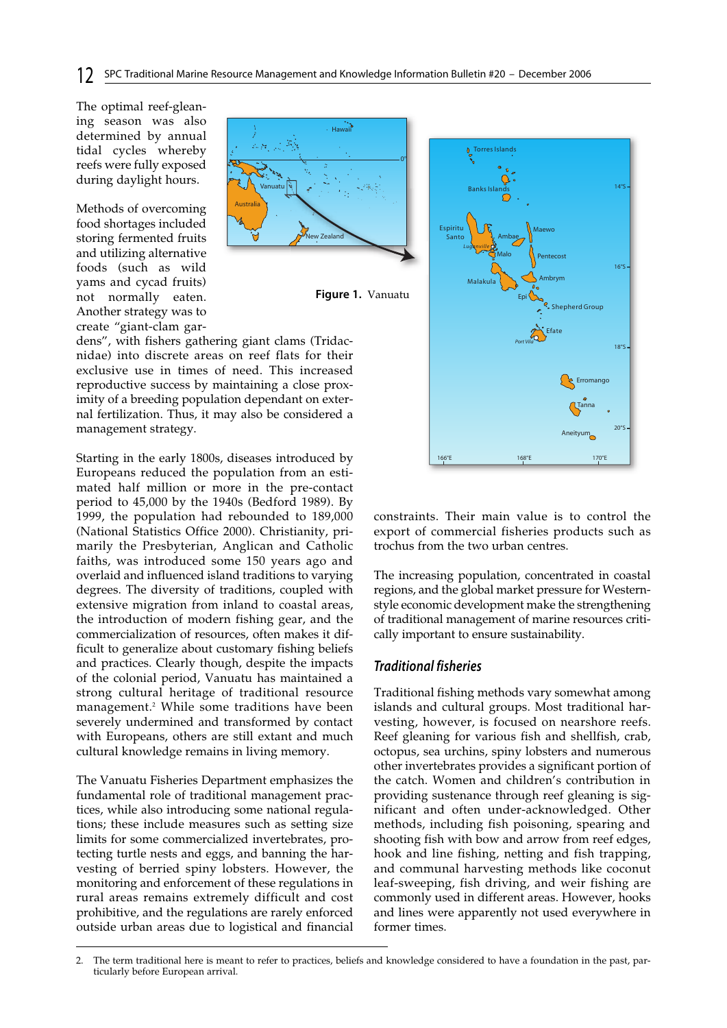The optimal reef-gleaning season was also determined by annual tidal cycles whereby reefs were fully exposed during daylight hours.

Methods of overcoming food shortages included storing fermented fruits and utilizing alternative foods (such as wild yams and cycad fruits) not normally eaten. Another strategy was to create "giant-clam gardens", with fishers gathering giant clams (Tridacnidae) into discrete areas on reef flats for their exclusive use in times of need. This increased reproductive success by maintaining a close proximity of a breeding population dependant on external fertilization. Thus, it may also be considered a management strategy.

**Figure 1.** Vanuatu

Starting in the early 1800s, diseases introduced by Europeans reduced the population from an estimated half million or more in the pre-contact period to 45,000 by the 1940s (Bedford 1989). By 1999, the population had rebounded to 189,000 (National Statistics Office 2000). Christianity, primarily the Presbyterian, Anglican and Catholic faiths, was introduced some 150 years ago and overlaid and influenced island traditions to varying degrees. The diversity of traditions, coupled with extensive migration from inland to coastal areas, the introduction of modern fishing gear, and the commercialization of resources, often makes it difficult to generalize about customary fishing beliefs and practices. Clearly though, despite the impacts of the colonial period, Vanuatu has maintained a strong cultural heritage of traditional resource management.[2] While some traditions have been severely undermined and transformed by contact with Europeans, others are still extant and much cultural knowledge remains in living memory.

The Vanuatu Fisheries Department emphasizes the fundamental role of traditional management practices, while also introducing some national regulations; these include measures such as setting size limits for some commercialized invertebrates, protecting turtle nests and eggs, and banning the harvesting of berried spiny lobsters. However, the monitoring and enforcement of these regulations in rural areas remains extremely difficult and cost prohibitive, and the regulations are rarely enforced outside urban areas due to logistical and financial constraints. Their main value is to control the export of commercial fisheries products such as trochus from the two urban centres.

The increasing population, concentrated in coastal regions, and the global market pressure for Western-style economic development make the strengthening of traditional management of marine resources critically important to ensure sustainability.

## *Traditional fisheries*

Traditional fishing methods vary somewhat among islands and cultural groups. Most traditional harvesting, however, is focused on nearshore reefs. Reef gleaning for various fish and shellfish, crab, octopus, sea urchins, spiny lobsters and numerous other invertebrates provides a significant portion of the catch. Women and children's contribution in providing sustenance through reef gleaning is significant and often under-acknowledged. Other methods, including fish poisoning, spearing and shooting fish with bow and arrow from reef edges, hook and line fishing, netting and fish trapping, and communal harvesting methods like coconut leaf-sweeping, fish driving, and weir fishing are commonly used in different areas. However, hooks and lines were apparently not used everywhere in former times.

2. The term traditional here is meant to refer to practices, beliefs and knowledge considered to have a foundation in the past, particularly before European arrival.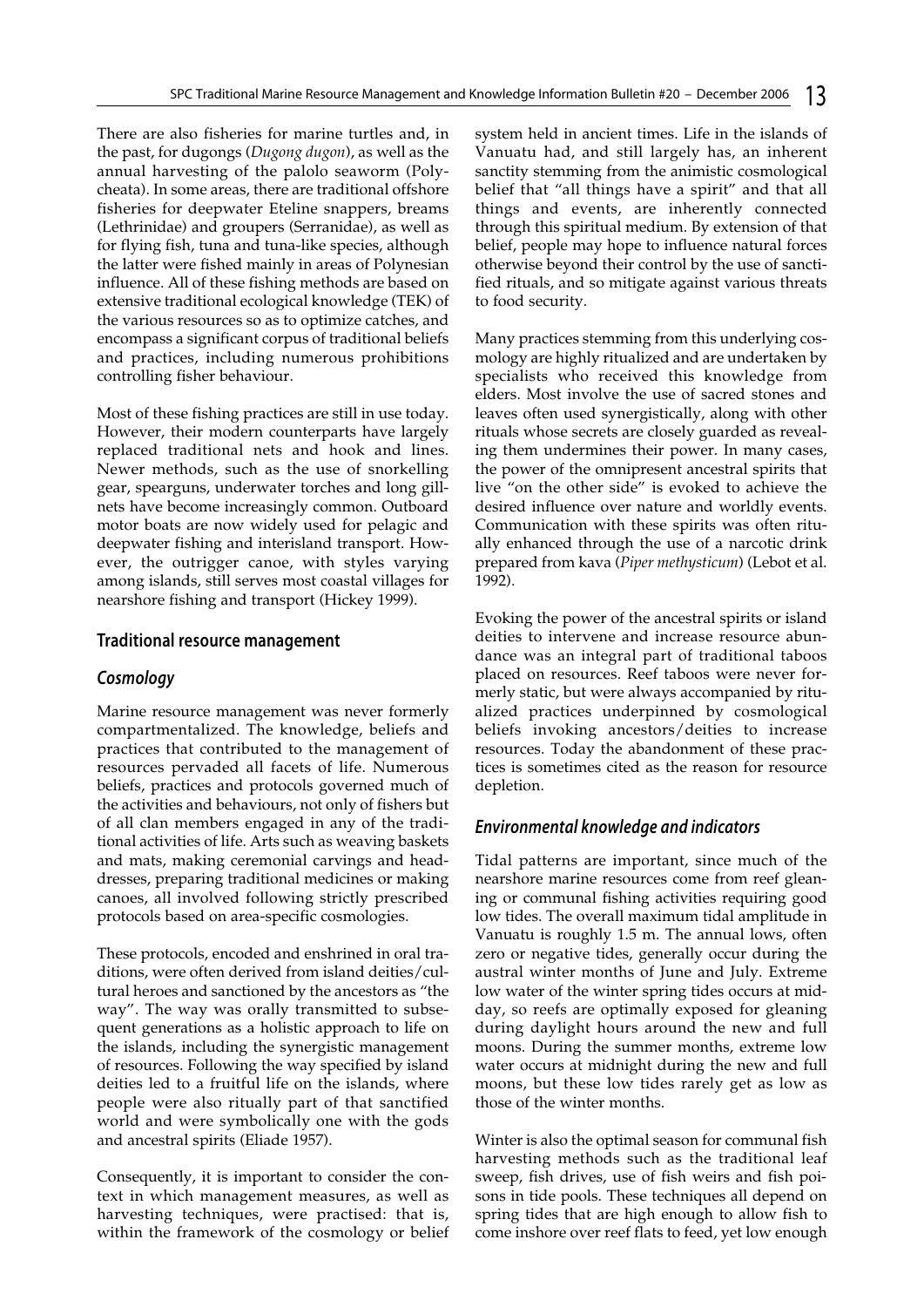There are also fisheries for marine turtles and, in the past, for dugongs (*Dugong dugon*), as well as the annual harvesting of the palolo seaworm (Polycheata). In some areas, there are traditional offshore fisheries for deepwater Eteline snappers, breams (Lethrinidae) and groupers (Serranidae), as well as for flying fish, tuna and tuna-like species, although the latter were fished mainly in areas of Polynesian influence. All of these fishing methods are based on extensive traditional ecological knowledge (TEK) of the various resources so as to optimize catches, and encompass a significant corpus of traditional beliefs and practices, including numerous prohibitions controlling fisher behaviour.

Most of these fishing practices are still in use today. However, their modern counterparts have largely replaced traditional nets and hook and lines. Newer methods, such as the use of snorkelling gear, spearguns, underwater torches and long gillnets have become increasingly common. Outboard motor boats are now widely used for pelagic and deepwater fishing and interisland transport. However, the outrigger canoe, with styles varying among islands, still serves most coastal villages for nearshore fishing and transport (Hickey 1999).

## Traditional resource management

### *Cosmology*

Marine resource management was never formerly compartmentalized. The knowledge, beliefs and practices that contributed to the management of resources pervaded all facets of life. Numerous beliefs, practices and protocols governed much of the activities and behaviours, not only of fishers but of all clan members engaged in any of the traditional activities of life. Arts such as weaving baskets and mats, making ceremonial carvings and headdresses, preparing traditional medicines or making canoes, all involved following strictly prescribed protocols based on area-specific cosmologies.

These protocols, encoded and enshrined in oral traditions, were often derived from island deities/cultural heroes and sanctioned by the ancestors as "the way". The way was orally transmitted to subsequent generations as a holistic approach to life on the islands, including the synergistic management of resources. Following the way specified by island deities led to a fruitful life on the islands, where people were also ritually part of that sanctified world and were symbolically one with the gods and ancestral spirits (Eliade 1957).

Consequently, it is important to consider the context in which management measures, as well as harvesting techniques, were practised: that is, within the framework of the cosmology or belief system held in ancient times. Life in the islands of Vanuatu had, and still largely has, an inherent sanctity stemming from the animistic cosmological belief that "all things have a spirit" and that all things and events, are inherently connected through this spiritual medium. By extension of that belief, people may hope to influence natural forces otherwise beyond their control by the use of sanctified rituals, and so mitigate against various threats to food security.

Many practices stemming from this underlying cosmology are highly ritualized and are undertaken by specialists who received this knowledge from elders. Most involve the use of sacred stones and leaves often used synergistically, along with other rituals whose secrets are closely guarded as revealing them undermines their power. In many cases, the power of the omnipresent ancestral spirits that live "on the other side" is evoked to achieve the desired influence over nature and worldly events. Communication with these spirits was often ritually enhanced through the use of a narcotic drink prepared from kava (*Piper methysticum*) (Lebot et al. 1992).

Evoking the power of the ancestral spirits or island deities to intervene and increase resource abundance was an integral part of traditional taboos placed on resources. Reef taboos were never formerly static, but were always accompanied by ritualized practices underpinned by cosmological beliefs invoking ancestors/deities to increase resources. Today the abandonment of these practices is sometimes cited as the reason for resource depletion.

### *Environmental knowledge and indicators*

Tidal patterns are important, since much of the nearshore marine resources come from reef gleaning or communal fishing activities requiring good low tides. The overall maximum tidal amplitude in Vanuatu is roughly 1.5 m. The annual lows, often zero or negative tides, generally occur during the austral winter months of June and July. Extreme low water of the winter spring tides occurs at midday, so reefs are optimally exposed for gleaning during daylight hours around the new and full moons. During the summer months, extreme low water occurs at midnight during the new and full moons, but these low tides rarely get as low as those of the winter months.

Winter is also the optimal season for communal fish harvesting methods such as the traditional leaf sweep, fish drives, use of fish weirs and fish poisons in tide pools. These techniques all depend on spring tides that are high enough to allow fish to come inshore over reef flats to feed, yet low enough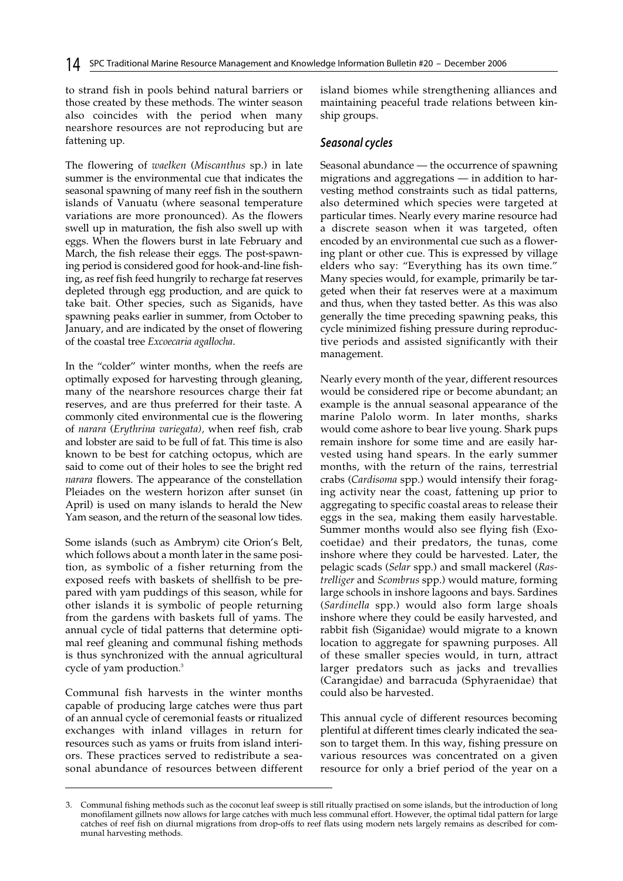to strand fish in pools behind natural barriers or those created by these methods. The winter season also coincides with the period when many nearshore resources are not reproducing but are fattening up.

The flowering of *waelken* (*Miscanthus* sp.) in late summer is the environmental cue that indicates the seasonal spawning of many reef fish in the southern islands of Vanuatu (where seasonal temperature variations are more pronounced). As the flowers swell up in maturation, the fish also swell up with eggs. When the flowers burst in late February and March, the fish release their eggs. The post-spawning period is considered good for hook-and-line fishing, as reef fish feed hungrily to recharge fat reserves depleted through egg production, and are quick to take bait. Other species, such as Siganids, have spawning peaks earlier in summer, from October to January, and are indicated by the onset of flowering of the coastal tree *Excoecaria agallocha*.

In the "colder" winter months, when the reefs are optimally exposed for harvesting through gleaning, many of the nearshore resources charge their fat reserves, and are thus preferred for their taste. A commonly cited environmental cue is the flowering of *narara* (*Erythrina variegata),* when reef fish, crab and lobster are said to be full of fat. This time is also known to be best for catching octopus, which are said to come out of their holes to see the bright red *narara* flowers. The appearance of the constellation Pleiades on the western horizon after sunset (in April) is used on many islands to herald the New Yam season, and the return of the seasonal low tides.

Some islands (such as Ambrym) cite Orion's Belt, which follows about a month later in the same position, as symbolic of a fisher returning from the exposed reefs with baskets of shellfish to be prepared with yam puddings of this season, while for other islands it is symbolic of people returning from the gardens with baskets full of yams. The annual cycle of tidal patterns that determine optimal reef gleaning and communal fishing methods is thus synchronized with the annual agricultural cycle of yam production.[3]

Communal fish harvests in the winter months capable of producing large catches were thus part of an annual cycle of ceremonial feasts or ritualized exchanges with inland villages in return for resources such as yams or fruits from island interiors. These practices served to redistribute a seasonal abundance of resources between different island biomes while strengthening alliances and maintaining peaceful trade relations between kinship groups.

## *Seasonal cycles*

Seasonal abundance — the occurrence of spawning migrations and aggregations — in addition to harvesting method constraints such as tidal patterns, also determined which species were targeted at particular times. Nearly every marine resource had a discrete season when it was targeted, often encoded by an environmental cue such as a flowering plant or other cue. This is expressed by village elders who say: "Everything has its own time." Many species would, for example, primarily be targeted when their fat reserves were at a maximum and thus, when they tasted better. As this was also generally the time preceding spawning peaks, this cycle minimized fishing pressure during reproductive periods and assisted significantly with their management.

Nearly every month of the year, different resources would be considered ripe or become abundant; an example is the annual seasonal appearance of the marine Palolo worm. In later months, sharks would come ashore to bear live young. Shark pups remain inshore for some time and are easily harvested using hand spears. In the early summer months, with the return of the rains, terrestrial crabs (*Cardisoma* spp.) would intensify their foraging activity near the coast, fattening up prior to aggregating to specific coastal areas to release their eggs in the sea, making them easily harvestable. Summer months would also see flying fish (Exocoetidae) and their predators, the tunas, come inshore where they could be harvested. Later, the pelagic scads (*Selar* spp.) and small mackerel (*Rastrelliger* and *Scombrus* spp.) would mature, forming large schools in inshore lagoons and bays. Sardines (*Sardinella* spp.) would also form large shoals inshore where they could be easily harvested, and rabbit fish (Siganidae) would migrate to a known location to aggregate for spawning purposes. All of these smaller species would, in turn, attract larger predators such as jacks and trevallies (Carangidae) and barracuda (Sphyraenidae) that could also be harvested.

This annual cycle of different resources becoming plentiful at different times clearly indicated the season to target them. In this way, fishing pressure on various resources was concentrated on a given resource for only a brief period of the year on a

---

3. Communal fishing methods such as the coconut leaf sweep is still ritually practised on some islands, but the introduction of long monofilament gillnets now allows for large catches with much less communal effort. However, the optimal tidal pattern for large catches of reef fish on diurnal migrations from drop-offs to reef flats using modern nets largely remains as described for communal harvesting methods.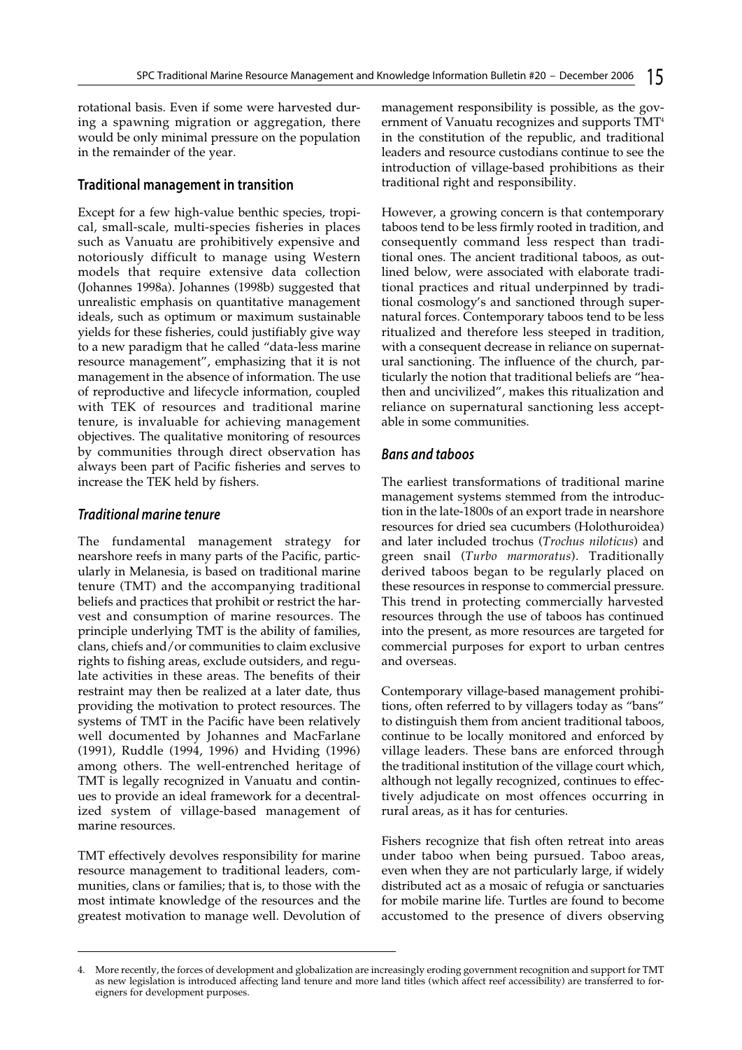rotational basis. Even if some were harvested during a spawning migration or aggregation, there would be only minimal pressure on the population in the remainder of the year.

## Traditional management in transition

Except for a few high-value benthic species, tropical, small-scale, multi-species fisheries in places such as Vanuatu are prohibitively expensive and notoriously difficult to manage using Western models that require extensive data collection (Johannes 1998a). Johannes (1998b) suggested that unrealistic emphasis on quantitative management ideals, such as optimum or maximum sustainable yields for these fisheries, could justifiably give way to a new paradigm that he called "data-less marine resource management", emphasizing that it is not management in the absence of information. The use of reproductive and lifecycle information, coupled with TEK of resources and traditional marine tenure, is invaluable for achieving management objectives. The qualitative monitoring of resources by communities through direct observation has always been part of Pacific fisheries and serves to increase the TEK held by fishers.

### *Traditional marine tenure*

The fundamental management strategy for nearshore reefs in many parts of the Pacific, particularly in Melanesia, is based on traditional marine tenure (TMT) and the accompanying traditional beliefs and practices that prohibit or restrict the harvest and consumption of marine resources. The principle underlying TMT is the ability of families, clans, chiefs and/or communities to claim exclusive rights to fishing areas, exclude outsiders, and regulate activities in these areas. The benefits of their restraint may then be realized at a later date, thus providing the motivation to protect resources. The systems of TMT in the Pacific have been relatively well documented by Johannes and MacFarlane (1991), Ruddle (1994, 1996) and Hviding (1996) among others. The well-entrenched heritage of TMT is legally recognized in Vanuatu and continues to provide an ideal framework for a decentralized system of village-based management of marine resources.

TMT effectively devolves responsibility for marine resource management to traditional leaders, communities, clans or families; that is, to those with the most intimate knowledge of the resources and the greatest motivation to manage well. Devolution of management responsibility is possible, as the government of Vanuatu recognizes and supports TMT[4] in the constitution of the republic, and traditional leaders and resource custodians continue to see the introduction of village-based prohibitions as their traditional right and responsibility.

However, a growing concern is that contemporary taboos tend to be less firmly rooted in tradition, and consequently command less respect than traditional ones. The ancient traditional taboos, as outlined below, were associated with elaborate traditional practices and ritual underpinned by traditional cosmology's and sanctioned through supernatural forces. Contemporary taboos tend to be less ritualized and therefore less steeped in tradition, with a consequent decrease in reliance on supernatural sanctioning. The influence of the church, particularly the notion that traditional beliefs are "heathen and uncivilized", makes this ritualization and reliance on supernatural sanctioning less acceptable in some communities.

### *Bans and taboos*

The earliest transformations of traditional marine management systems stemmed from the introduction in the late-1800s of an export trade in nearshore resources for dried sea cucumbers (Holothuroidea) and later included trochus (*Trochus niloticus*) and green snail (*Turbo marmoratus*). Traditionally derived taboos began to be regularly placed on these resources in response to commercial pressure. This trend in protecting commercially harvested resources through the use of taboos has continued into the present, as more resources are targeted for commercial purposes for export to urban centres and overseas.

Contemporary village-based management prohibitions, often referred to by villagers today as "bans" to distinguish them from ancient traditional taboos, continue to be locally monitored and enforced by village leaders. These bans are enforced through the traditional institution of the village court which, although not legally recognized, continues to effectively adjudicate on most offences occurring in rural areas, as it has for centuries.

Fishers recognize that fish often retreat into areas under taboo when being pursued. Taboo areas, even when they are not particularly large, if widely distributed act as a mosaic of refugia or sanctuaries for mobile marine life. Turtles are found to become accustomed to the presence of divers observing

---

4. More recently, the forces of development and globalization are increasingly eroding government recognition and support for TMT as new legislation is introduced affecting land tenure and more land titles (which affect reef accessibility) are transferred to foreigners for development purposes.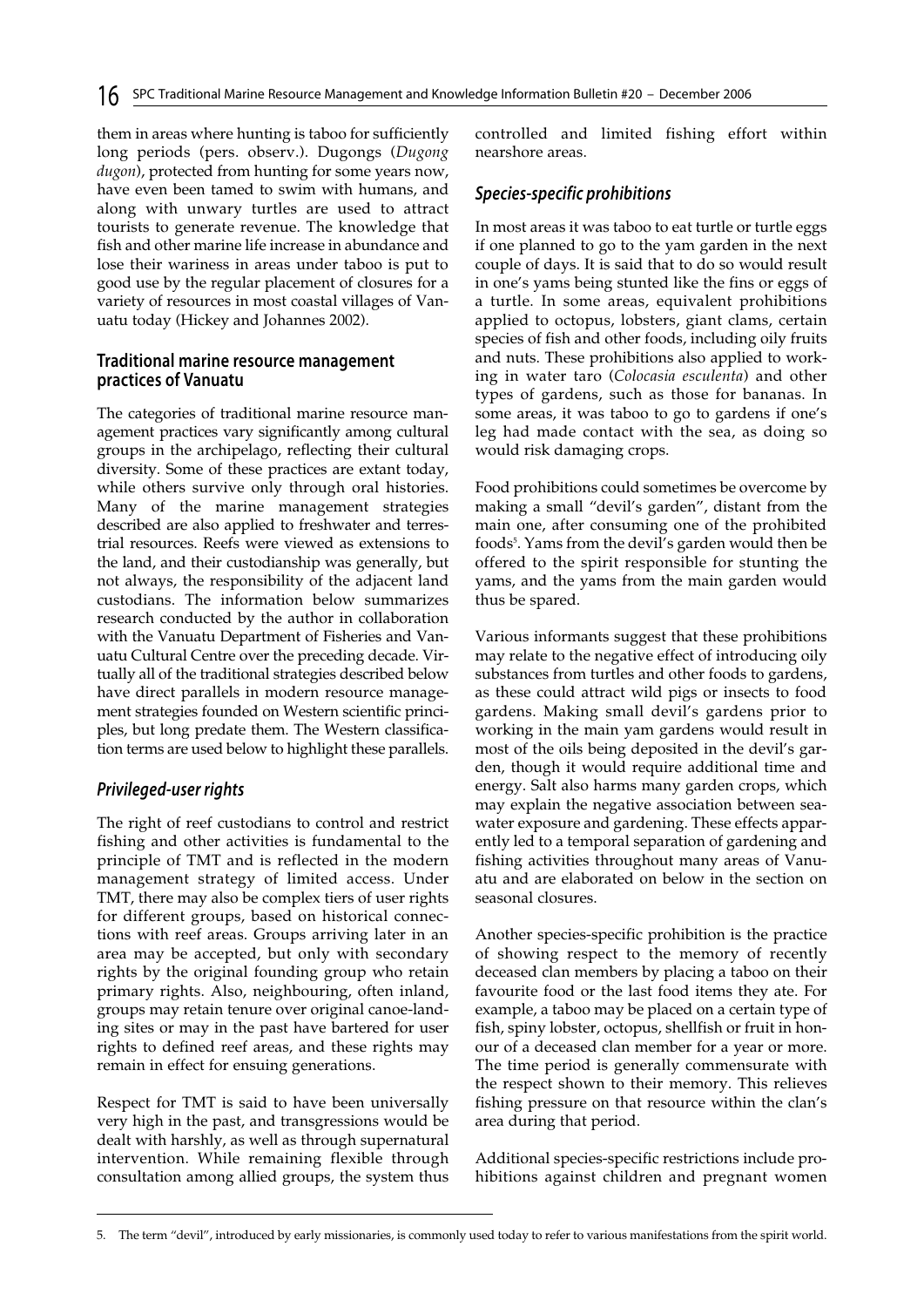them in areas where hunting is taboo for sufficiently long periods (pers. observ.). Dugongs (*Dugong dugon*), protected from hunting for some years now, have even been tamed to swim with humans, and along with unwary turtles are used to attract tourists to generate revenue. The knowledge that fish and other marine life increase in abundance and lose their wariness in areas under taboo is put to good use by the regular placement of closures for a variety of resources in most coastal villages of Vanuatu today (Hickey and Johannes 2002).

## Traditional marine resource management practices of Vanuatu

The categories of traditional marine resource management practices vary significantly among cultural groups in the archipelago, reflecting their cultural diversity. Some of these practices are extant today, while others survive only through oral histories. Many of the marine management strategies described are also applied to freshwater and terrestrial resources. Reefs were viewed as extensions to the land, and their custodianship was generally, but not always, the responsibility of the adjacent land custodians. The information below summarizes research conducted by the author in collaboration with the Vanuatu Department of Fisheries and Vanuatu Cultural Centre over the preceding decade. Virtually all of the traditional strategies described below have direct parallels in modern resource management strategies founded on Western scientific principles, but long predate them. The Western classification terms are used below to highlight these parallels.

### *Privileged-user rights*

The right of reef custodians to control and restrict fishing and other activities is fundamental to the principle of TMT and is reflected in the modern management strategy of limited access. Under TMT, there may also be complex tiers of user rights for different groups, based on historical connections with reef areas. Groups arriving later in an area may be accepted, but only with secondary rights by the original founding group who retain primary rights. Also, neighbouring, often inland, groups may retain tenure over original canoe-landing sites or may in the past have bartered for user rights to defined reef areas, and these rights may remain in effect for ensuing generations.

Respect for TMT is said to have been universally very high in the past, and transgressions would be dealt with harshly, as well as through supernatural intervention. While remaining flexible through consultation among allied groups, the system thus controlled and limited fishing effort within nearshore areas.

### *Species-specific prohibitions*

In most areas it was taboo to eat turtle or turtle eggs if one planned to go to the yam garden in the next couple of days. It is said that to do so would result in one's yams being stunted like the fins or eggs of a turtle. In some areas, equivalent prohibitions applied to octopus, lobsters, giant clams, certain species of fish and other foods, including oily fruits and nuts. These prohibitions also applied to working in water taro (*Colocasia esculenta*) and other types of gardens, such as those for bananas. In some areas, it was taboo to go to gardens if one's leg had made contact with the sea, as doing so would risk damaging crops.

Food prohibitions could sometimes be overcome by making a small "devil's garden", distant from the main one, after consuming one of the prohibited foods[5]. Yams from the devil's garden would then be offered to the spirit responsible for stunting the yams, and the yams from the main garden would thus be spared.

Various informants suggest that these prohibitions may relate to the negative effect of introducing oily substances from turtles and other foods to gardens, as these could attract wild pigs or insects to food gardens. Making small devil's gardens prior to working in the main yam gardens would result in most of the oils being deposited in the devil's garden, though it would require additional time and energy. Salt also harms many garden crops, which may explain the negative association between seawater exposure and gardening. These effects apparently led to a temporal separation of gardening and fishing activities throughout many areas of Vanuatu and are elaborated on below in the section on seasonal closures.

Another species-specific prohibition is the practice of showing respect to the memory of recently deceased clan members by placing a taboo on their favourite food or the last food items they ate. For example, a taboo may be placed on a certain type of fish, spiny lobster, octopus, shellfish or fruit in honour of a deceased clan member for a year or more. The time period is generally commensurate with the respect shown to their memory. This relieves fishing pressure on that resource within the clan's area during that period.

Additional species-specific restrictions include prohibitions against children and pregnant women

5. The term "devil", introduced by early missionaries, is commonly used today to refer to various manifestations from the spirit world.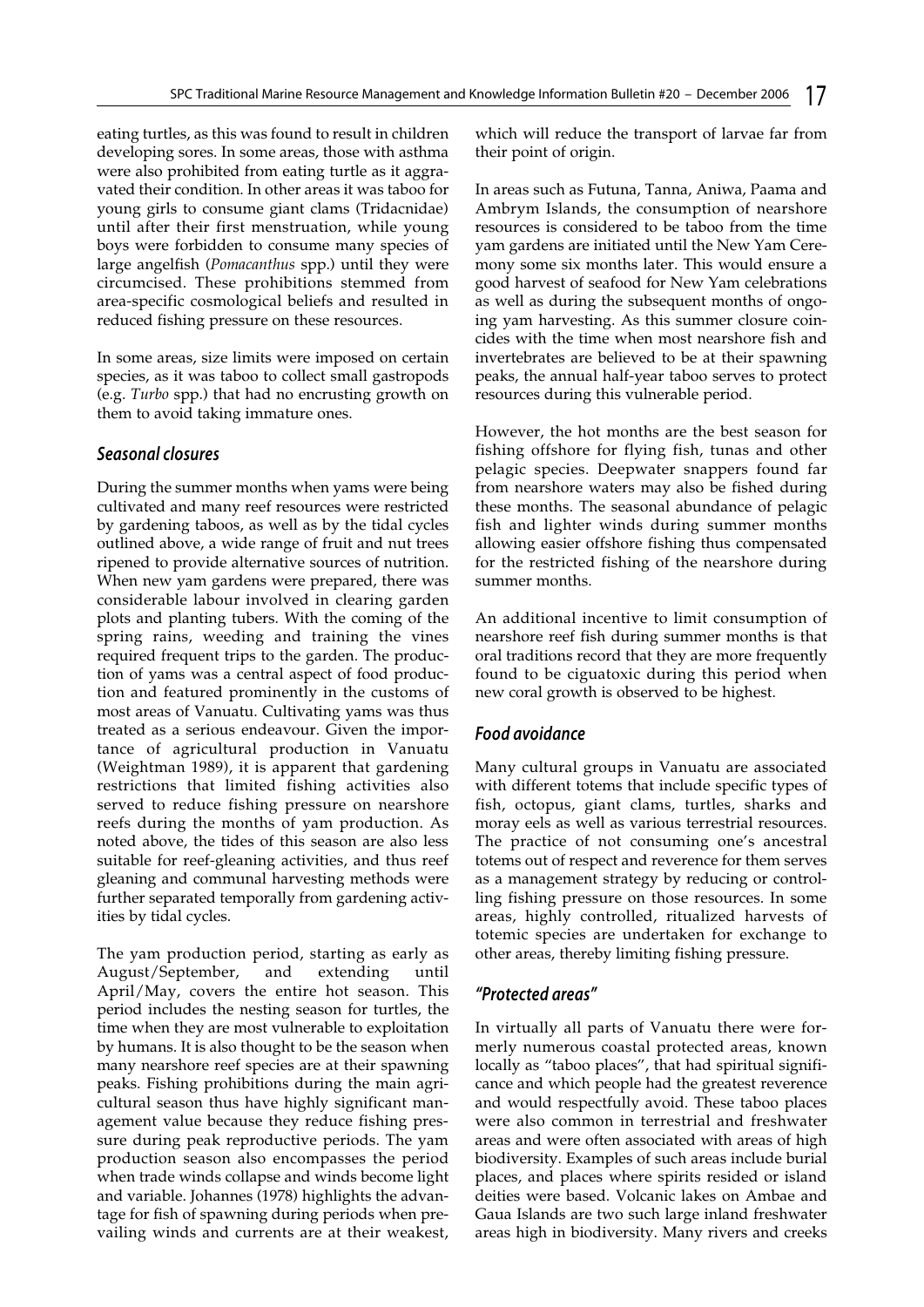eating turtles, as this was found to result in children developing sores. In some areas, those with asthma were also prohibited from eating turtle as it aggravated their condition. In other areas it was taboo for young girls to consume giant clams (Tridacnidae) until after their first menstruation, while young boys were forbidden to consume many species of large angelfish (*Pomacanthus* spp.) until they were circumcised. These prohibitions stemmed from area-specific cosmological beliefs and resulted in reduced fishing pressure on these resources.

In some areas, size limits were imposed on certain species, as it was taboo to collect small gastropods (e.g. *Turbo* spp.) that had no encrusting growth on them to avoid taking immature ones.

### *Seasonal closures*

During the summer months when yams were being cultivated and many reef resources were restricted by gardening taboos, as well as by the tidal cycles outlined above, a wide range of fruit and nut trees ripened to provide alternative sources of nutrition. When new yam gardens were prepared, there was considerable labour involved in clearing garden plots and planting tubers. With the coming of the spring rains, weeding and training the vines required frequent trips to the garden. The production of yams was a central aspect of food production and featured prominently in the customs of most areas of Vanuatu. Cultivating yams was thus treated as a serious endeavour. Given the importance of agricultural production in Vanuatu (Weightman 1989), it is apparent that gardening restrictions that limited fishing activities also served to reduce fishing pressure on nearshore reefs during the months of yam production. As noted above, the tides of this season are also less suitable for reef-gleaning activities, and thus reef gleaning and communal harvesting methods were further separated temporally from gardening activities by tidal cycles.

The yam production period, starting as early as August/September, and extending until April/May, covers the entire hot season. This period includes the nesting season for turtles, the time when they are most vulnerable to exploitation by humans. It is also thought to be the season when many nearshore reef species are at their spawning peaks. Fishing prohibitions during the main agricultural season thus have highly significant management value because they reduce fishing pressure during peak reproductive periods. The yam production season also encompasses the period when trade winds collapse and winds become light and variable. Johannes (1978) highlights the advantage for fish of spawning during periods when prevailing winds and currents are at their weakest, which will reduce the transport of larvae far from their point of origin.

In areas such as Futuna, Tanna, Aniwa, Paama and Ambrym Islands, the consumption of nearshore resources is considered to be taboo from the time yam gardens are initiated until the New Yam Ceremony some six months later. This would ensure a good harvest of seafood for New Yam celebrations as well as during the subsequent months of ongoing yam harvesting. As this summer closure coincides with the time when most nearshore fish and invertebrates are believed to be at their spawning peaks, the annual half-year taboo serves to protect resources during this vulnerable period.

However, the hot months are the best season for fishing offshore for flying fish, tunas and other pelagic species. Deepwater snappers found far from nearshore waters may also be fished during these months. The seasonal abundance of pelagic fish and lighter winds during summer months allowing easier offshore fishing thus compensated for the restricted fishing of the nearshore during summer months.

An additional incentive to limit consumption of nearshore reef fish during summer months is that oral traditions record that they are more frequently found to be ciguatoxic during this period when new coral growth is observed to be highest.

### *Food avoidance*

Many cultural groups in Vanuatu are associated with different totems that include specific types of fish, octopus, giant clams, turtles, sharks and moray eels as well as various terrestrial resources. The practice of not consuming one's ancestral totems out of respect and reverence for them serves as a management strategy by reducing or controlling fishing pressure on those resources. In some areas, highly controlled, ritualized harvests of totemic species are undertaken for exchange to other areas, thereby limiting fishing pressure.

### *"Protected areas"*

In virtually all parts of Vanuatu there were formerly numerous coastal protected areas, known locally as "taboo places", that had spiritual significance and which people had the greatest reverence and would respectfully avoid. These taboo places were also common in terrestrial and freshwater areas and were often associated with areas of high biodiversity. Examples of such areas include burial places, and places where spirits resided or island deities were based. Volcanic lakes on Ambae and Gaua Islands are two such large inland freshwater areas high in biodiversity. Many rivers and creeks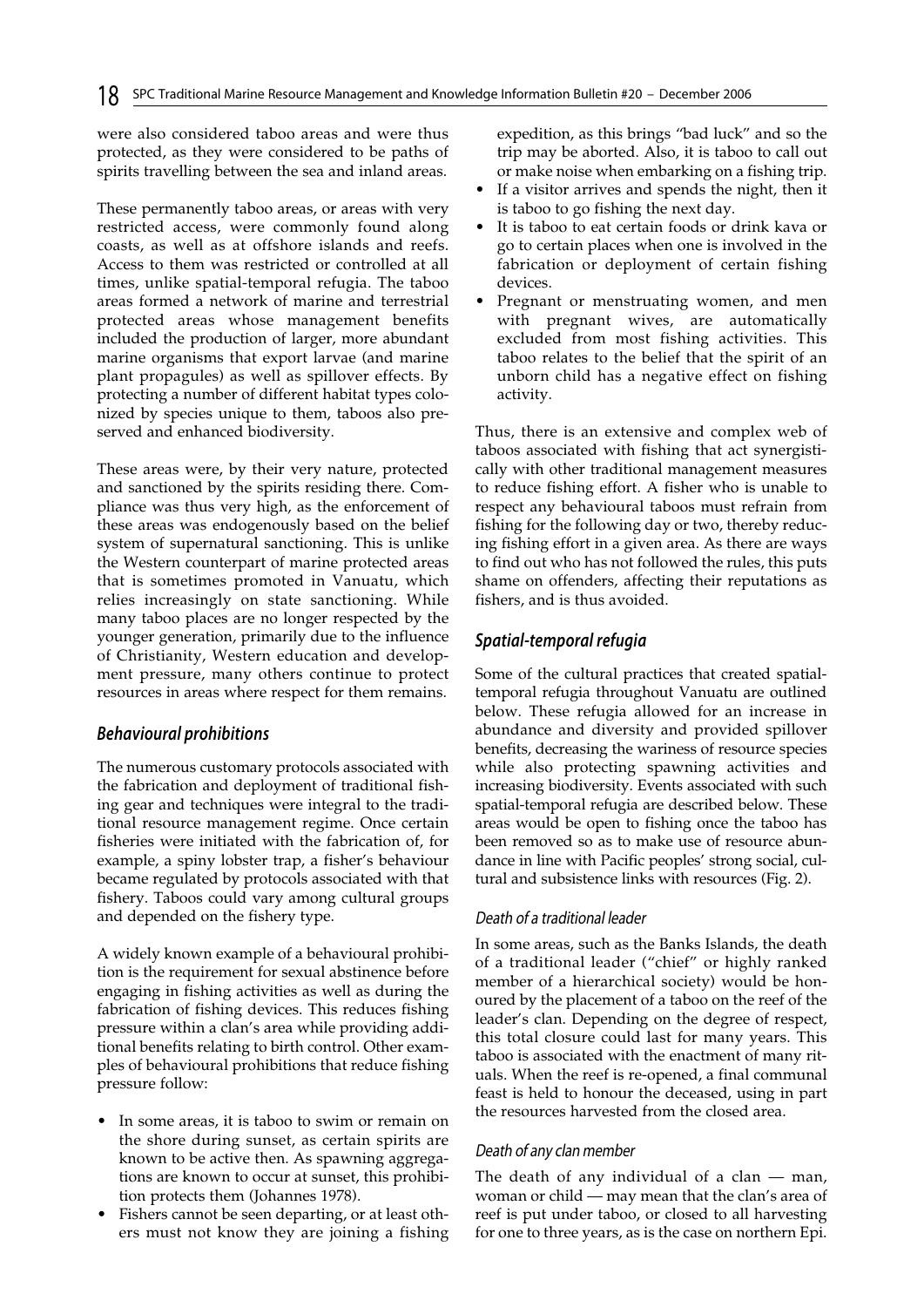were also considered taboo areas and were thus protected, as they were considered to be paths of spirits travelling between the sea and inland areas.

These permanently taboo areas, or areas with very restricted access, were commonly found along coasts, as well as at offshore islands and reefs. Access to them was restricted or controlled at all times, unlike spatial-temporal refugia. The taboo areas formed a network of marine and terrestrial protected areas whose management benefits included the production of larger, more abundant marine organisms that export larvae (and marine plant propagules) as well as spillover effects. By protecting a number of different habitat types colonized by species unique to them, taboos also preserved and enhanced biodiversity.

These areas were, by their very nature, protected and sanctioned by the spirits residing there. Compliance was thus very high, as the enforcement of these areas was endogenously based on the belief system of supernatural sanctioning. This is unlike the Western counterpart of marine protected areas that is sometimes promoted in Vanuatu, which relies increasingly on state sanctioning. While many taboo places are no longer respected by the younger generation, primarily due to the influence of Christianity, Western education and development pressure, many others continue to protect resources in areas where respect for them remains.

### *Behavioural prohibitions*

The numerous customary protocols associated with the fabrication and deployment of traditional fishing gear and techniques were integral to the traditional resource management regime. Once certain fisheries were initiated with the fabrication of, for example, a spiny lobster trap, a fisher's behaviour became regulated by protocols associated with that fishery. Taboos could vary among cultural groups and depended on the fishery type.

A widely known example of a behavioural prohibition is the requirement for sexual abstinence before engaging in fishing activities as well as during the fabrication of fishing devices. This reduces fishing pressure within a clan's area while providing additional benefits relating to birth control. Other examples of behavioural prohibitions that reduce fishing pressure follow:

- In some areas, it is taboo to swim or remain on the shore during sunset, as certain spirits are known to be active then. As spawning aggregations are known to occur at sunset, this prohibition protects them (Johannes 1978).
- Fishers cannot be seen departing, or at least others must not know they are joining a fishing expedition, as this brings "bad luck" and so the trip may be aborted. Also, it is taboo to call out or make noise when embarking on a fishing trip.
- If a visitor arrives and spends the night, then it is taboo to go fishing the next day.
- It is taboo to eat certain foods or drink kava or go to certain places when one is involved in the fabrication or deployment of certain fishing devices.
- Pregnant or menstruating women, and men with pregnant wives, are automatically excluded from most fishing activities. This taboo relates to the belief that the spirit of an unborn child has a negative effect on fishing activity.

Thus, there is an extensive and complex web of taboos associated with fishing that act synergistically with other traditional management measures to reduce fishing effort. A fisher who is unable to respect any behavioural taboos must refrain from fishing for the following day or two, thereby reducing fishing effort in a given area. As there are ways to find out who has not followed the rules, this puts shame on offenders, affecting their reputations as fishers, and is thus avoided.

### *Spatial-temporal refugia*

Some of the cultural practices that created spatial-temporal refugia throughout Vanuatu are outlined below. These refugia allowed for an increase in abundance and diversity and provided spillover benefits, decreasing the wariness of resource species while also protecting spawning activities and increasing biodiversity. Events associated with such spatial-temporal refugia are described below. These areas would be open to fishing once the taboo has been removed so as to make use of resource abundance in line with Pacific peoples' strong social, cultural and subsistence links with resources (Fig. 2).

#### *Death of a traditional leader*

In some areas, such as the Banks Islands, the death of a traditional leader ("chief" or highly ranked member of a hierarchical society) would be honoured by the placement of a taboo on the reef of the leader's clan. Depending on the degree of respect, this total closure could last for many years. This taboo is associated with the enactment of many rituals. When the reef is re-opened, a final communal feast is held to honour the deceased, using in part the resources harvested from the closed area.

#### *Death of any clan member*

The death of any individual of a clan — man, woman or child — may mean that the clan's area of reef is put under taboo, or closed to all harvesting for one to three years, as is the case on northern Epi.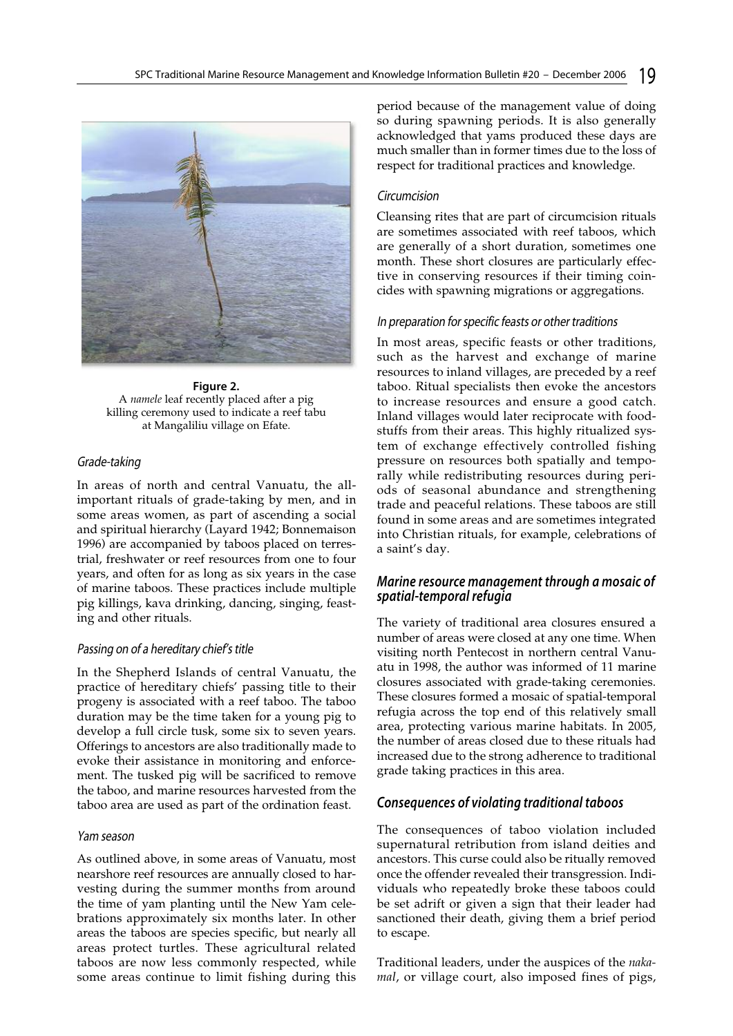**Figure 2.**
A *namele* leaf recently placed after a pig killing ceremony used to indicate a reef tabu at Mangaliliu village on Efate.

### *Grade-taking*

In areas of north and central Vanuatu, the all-important rituals of grade-taking by men, and in some areas women, as part of ascending a social and spiritual hierarchy (Layard 1942; Bonnemaison 1996) are accompanied by taboos placed on terrestrial, freshwater or reef resources from one to four years, and often for as long as six years in the case of marine taboos. These practices include multiple pig killings, kava drinking, dancing, singing, feasting and other rituals.

### *Passing on of a hereditary chief's title*

In the Shepherd Islands of central Vanuatu, the practice of hereditary chiefs' passing title to their progeny is associated with a reef taboo. The taboo duration may be the time taken for a young pig to develop a full circle tusk, some six to seven years. Offerings to ancestors are also traditionally made to evoke their assistance in monitoring and enforcement. The tusked pig will be sacrificed to remove the taboo, and marine resources harvested from the taboo area are used as part of the ordination feast.

### *Yam season*

As outlined above, in some areas of Vanuatu, most nearshore reef resources are annually closed to harvesting during the summer months from around the time of yam planting until the New Yam celebrations approximately six months later. In other areas the taboos are species specific, but nearly all areas protect turtles. These agricultural related taboos are now less commonly respected, while some areas continue to limit fishing during this period because of the management value of doing so during spawning periods. It is also generally acknowledged that yams produced these days are much smaller than in former times due to the loss of respect for traditional practices and knowledge.

### *Circumcision*

Cleansing rites that are part of circumcision rituals are sometimes associated with reef taboos, which are generally of a short duration, sometimes one month. These short closures are particularly effective in conserving resources if their timing coincides with spawning migrations or aggregations.

### *In preparation for specific feasts or other traditions*

In most areas, specific feasts or other traditions, such as the harvest and exchange of marine resources to inland villages, are preceded by a reef taboo. Ritual specialists then evoke the ancestors to increase resources and ensure a good catch. Inland villages would later reciprocate with foodstuffs from their areas. This highly ritualized system of exchange effectively controlled fishing pressure on resources both spatially and temporally while redistributing resources during periods of seasonal abundance and strengthening trade and peaceful relations. These taboos are still found in some areas and are sometimes integrated into Christian rituals, for example, celebrations of a saint's day.

## *Marine resource management through a mosaic of spatial-temporal refugia*

The variety of traditional area closures ensured a number of areas were closed at any one time. When visiting north Pentecost in northern central Vanuatu in 1998, the author was informed of 11 marine closures associated with grade-taking ceremonies. These closures formed a mosaic of spatial-temporal refugia across the top end of this relatively small area, protecting various marine habitats. In 2005, the number of areas closed due to these rituals had increased due to the strong adherence to traditional grade taking practices in this area.

## *Consequences of violating traditional taboos*

The consequences of taboo violation included supernatural retribution from island deities and ancestors. This curse could also be ritually removed once the offender revealed their transgression. Individuals who repeatedly broke these taboos could be set adrift or given a sign that their leader had sanctioned their death, giving them a brief period to escape.

Traditional leaders, under the auspices of the *nakamal*, or village court, also imposed fines of pigs,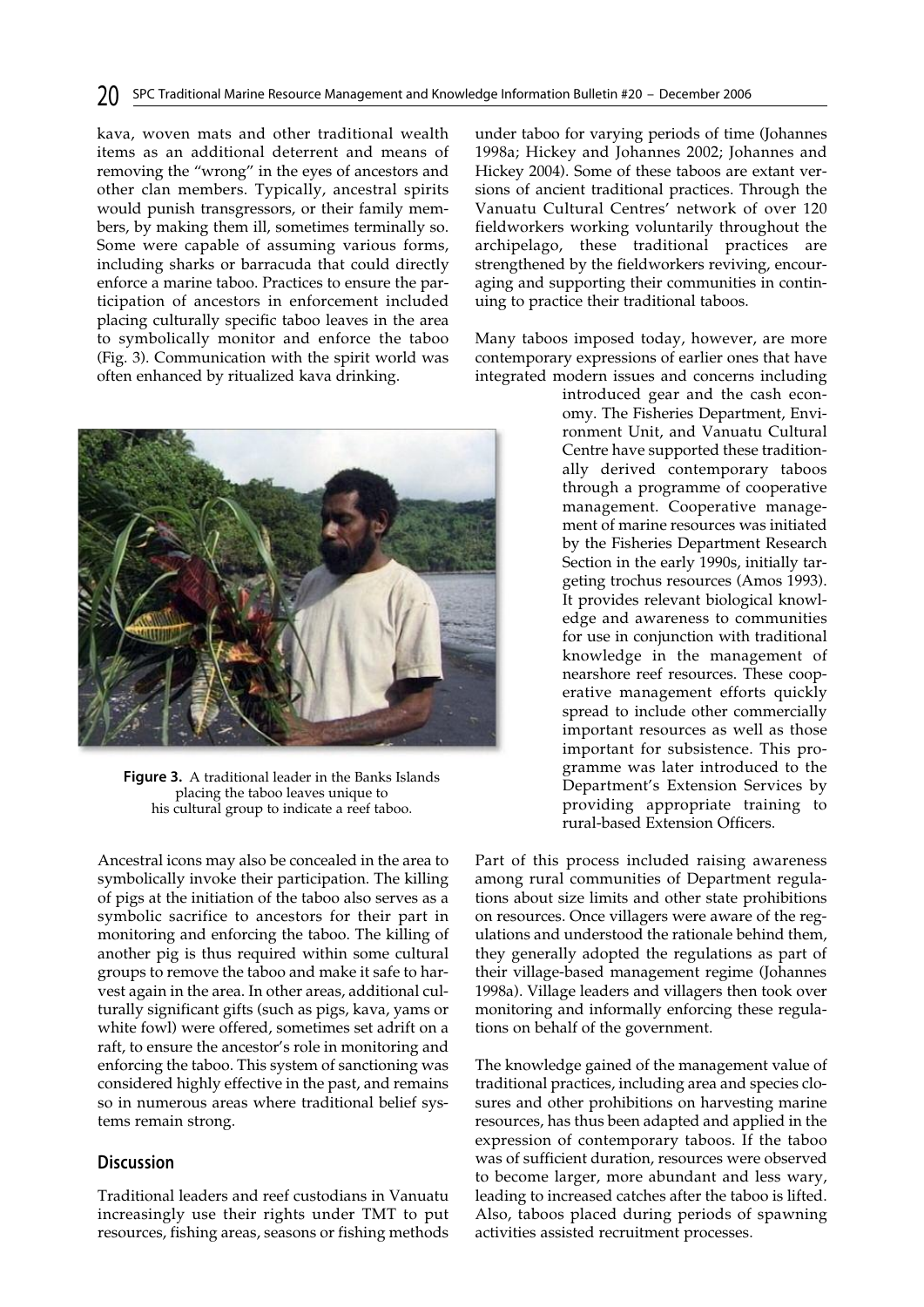kava, woven mats and other traditional wealth items as an additional deterrent and means of removing the "wrong" in the eyes of ancestors and other clan members. Typically, ancestral spirits would punish transgressors, or their family members, by making them ill, sometimes terminally so. Some were capable of assuming various forms, including sharks or barracuda that could directly enforce a marine taboo. Practices to ensure the participation of ancestors in enforcement included placing culturally specific taboo leaves in the area to symbolically monitor and enforce the taboo (Fig. 3). Communication with the spirit world was often enhanced by ritualized kava drinking.

**Figure 3.** A traditional leader in the Banks Islands placing the taboo leaves unique to his cultural group to indicate a reef taboo.

Ancestral icons may also be concealed in the area to symbolically invoke their participation. The killing of pigs at the initiation of the taboo also serves as a symbolic sacrifice to ancestors for their part in monitoring and enforcing the taboo. The killing of another pig is thus required within some cultural groups to remove the taboo and make it safe to harvest again in the area. In other areas, additional culturally significant gifts (such as pigs, kava, yams or white fowl) were offered, sometimes set adrift on a raft, to ensure the ancestor's role in monitoring and enforcing the taboo. This system of sanctioning was considered highly effective in the past, and remains so in numerous areas where traditional belief systems remain strong.

## Discussion

Traditional leaders and reef custodians in Vanuatu increasingly use their rights under TMT to put resources, fishing areas, seasons or fishing methods under taboo for varying periods of time (Johannes 1998a; Hickey and Johannes 2002; Johannes and Hickey 2004). Some of these taboos are extant versions of ancient traditional practices. Through the Vanuatu Cultural Centres' network of over 120 fieldworkers working voluntarily throughout the archipelago, these traditional practices are strengthened by the fieldworkers reviving, encouraging and supporting their communities in continuing to practice their traditional taboos.

Many taboos imposed today, however, are more contemporary expressions of earlier ones that have integrated modern issues and concerns including introduced gear and the cash economy. The Fisheries Department, Environment Unit, and Vanuatu Cultural Centre have supported these traditionally derived contemporary taboos through a programme of cooperative management. Cooperative management of marine resources was initiated by the Fisheries Department Research Section in the early 1990s, initially targeting trochus resources (Amos 1993). It provides relevant biological knowledge and awareness to communities for use in conjunction with traditional knowledge in the management of nearshore reef resources. These cooperative management efforts quickly spread to include other commercially important resources as well as those important for subsistence. This programme was later introduced to the Department's Extension Services by providing appropriate training to rural-based Extension Officers.

Part of this process included raising awareness among rural communities of Department regulations about size limits and other state prohibitions on resources. Once villagers were aware of the regulations and understood the rationale behind them, they generally adopted the regulations as part of their village-based management regime (Johannes 1998a). Village leaders and villagers then took over monitoring and informally enforcing these regulations on behalf of the government.

The knowledge gained of the management value of traditional practices, including area and species closures and other prohibitions on harvesting marine resources, has thus been adapted and applied in the expression of contemporary taboos. If the taboo was of sufficient duration, resources were observed to become larger, more abundant and less wary, leading to increased catches after the taboo is lifted. Also, taboos placed during periods of spawning activities assisted recruitment processes.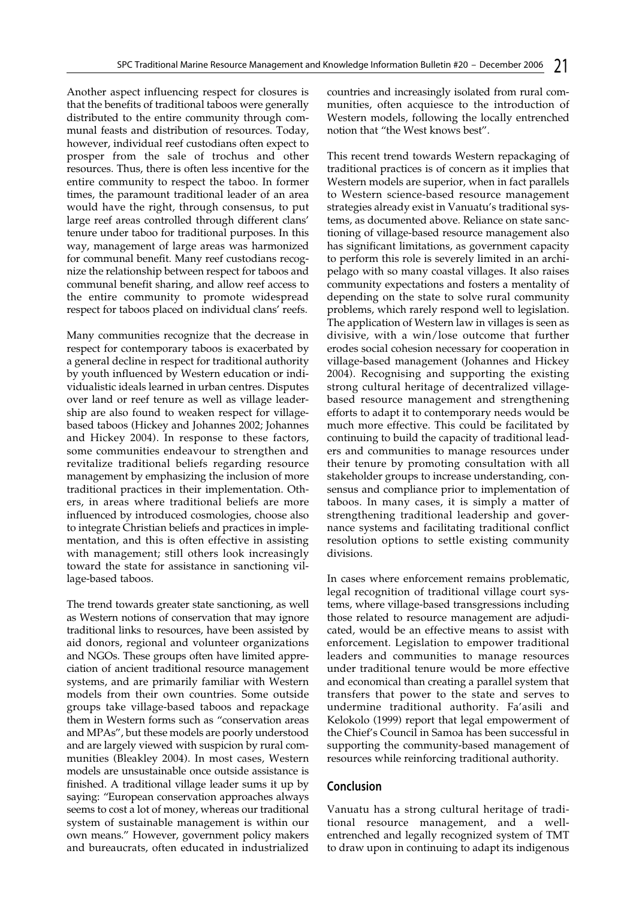Another aspect influencing respect for closures is that the benefits of traditional taboos were generally distributed to the entire community through communal feasts and distribution of resources. Today, however, individual reef custodians often expect to prosper from the sale of trochus and other resources. Thus, there is often less incentive for the entire community to respect the taboo. In former times, the paramount traditional leader of an area would have the right, through consensus, to put large reef areas controlled through different clans' tenure under taboo for traditional purposes. In this way, management of large areas was harmonized for communal benefit. Many reef custodians recognize the relationship between respect for taboos and communal benefit sharing, and allow reef access to the entire community to promote widespread respect for taboos placed on individual clans' reefs.

Many communities recognize that the decrease in respect for contemporary taboos is exacerbated by a general decline in respect for traditional authority by youth influenced by Western education or individualistic ideals learned in urban centres. Disputes over land or reef tenure as well as village leadership are also found to weaken respect for village-based taboos (Hickey and Johannes 2002; Johannes and Hickey 2004). In response to these factors, some communities endeavour to strengthen and revitalize traditional beliefs regarding resource management by emphasizing the inclusion of more traditional practices in their implementation. Others, in areas where traditional beliefs are more influenced by introduced cosmologies, choose also to integrate Christian beliefs and practices in implementation, and this is often effective in assisting with management; still others look increasingly toward the state for assistance in sanctioning village-based taboos.

The trend towards greater state sanctioning, as well as Western notions of conservation that may ignore traditional links to resources, have been assisted by aid donors, regional and volunteer organizations and NGOs. These groups often have limited appreciation of ancient traditional resource management systems, and are primarily familiar with Western models from their own countries. Some outside groups take village-based taboos and repackage them in Western forms such as "conservation areas and MPAs", but these models are poorly understood and are largely viewed with suspicion by rural communities (Bleakley 2004). In most cases, Western models are unsustainable once outside assistance is finished. A traditional village leader sums it up by saying: "European conservation approaches always seems to cost a lot of money, whereas our traditional system of sustainable management is within our own means." However, government policy makers and bureaucrats, often educated in industrialized countries and increasingly isolated from rural communities, often acquiesce to the introduction of Western models, following the locally entrenched notion that "the West knows best".

This recent trend towards Western repackaging of traditional practices is of concern as it implies that Western models are superior, when in fact parallels to Western science-based resource management strategies already exist in Vanuatu's traditional systems, as documented above. Reliance on state sanctioning of village-based resource management also has significant limitations, as government capacity to perform this role is severely limited in an archipelago with so many coastal villages. It also raises community expectations and fosters a mentality of depending on the state to solve rural community problems, which rarely respond well to legislation. The application of Western law in villages is seen as divisive, with a win/lose outcome that further erodes social cohesion necessary for cooperation in village-based management (Johannes and Hickey 2004). Recognising and supporting the existing strong cultural heritage of decentralized village-based resource management and strengthening efforts to adapt it to contemporary needs would be much more effective. This could be facilitated by continuing to build the capacity of traditional leaders and communities to manage resources under their tenure by promoting consultation with all stakeholder groups to increase understanding, consensus and compliance prior to implementation of taboos. In many cases, it is simply a matter of strengthening traditional leadership and governance systems and facilitating traditional conflict resolution options to settle existing community divisions.

In cases where enforcement remains problematic, legal recognition of traditional village court systems, where village-based transgressions including those related to resource management are adjudicated, would be an effective means to assist with enforcement. Legislation to empower traditional leaders and communities to manage resources under traditional tenure would be more effective and economical than creating a parallel system that transfers that power to the state and serves to undermine traditional authority. Fa'asili and Kelokolo (1999) report that legal empowerment of the Chief's Council in Samoa has been successful in supporting the community-based management of resources while reinforcing traditional authority.

## Conclusion

Vanuatu has a strong cultural heritage of traditional resource management, and a well-entrenched and legally recognized system of TMT to draw upon in continuing to adapt its indigenous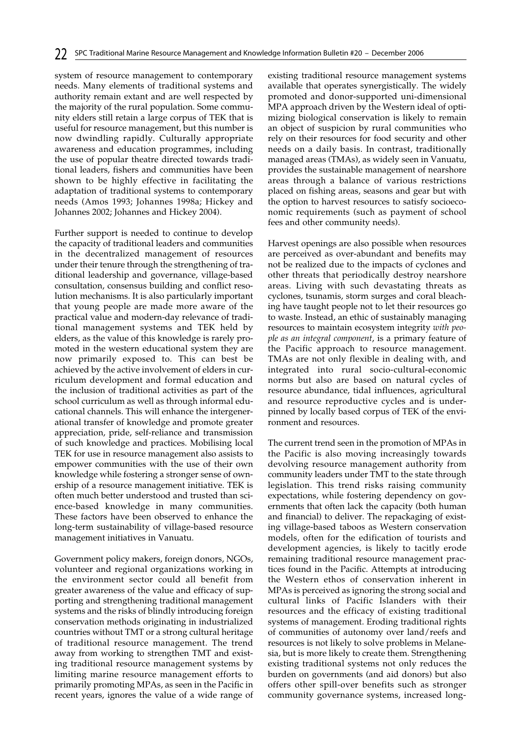system of resource management to contemporary needs. Many elements of traditional systems and authority remain extant and are well respected by the majority of the rural population. Some community elders still retain a large corpus of TEK that is useful for resource management, but this number is now dwindling rapidly. Culturally appropriate awareness and education programmes, including the use of popular theatre directed towards traditional leaders, fishers and communities have been shown to be highly effective in facilitating the adaptation of traditional systems to contemporary needs (Amos 1993; Johannes 1998a; Hickey and Johannes 2002; Johannes and Hickey 2004).

Further support is needed to continue to develop the capacity of traditional leaders and communities in the decentralized management of resources under their tenure through the strengthening of traditional leadership and governance, village-based consultation, consensus building and conflict resolution mechanisms. It is also particularly important that young people are made more aware of the practical value and modern-day relevance of traditional management systems and TEK held by elders, as the value of this knowledge is rarely promoted in the western educational system they are now primarily exposed to. This can best be achieved by the active involvement of elders in curriculum development and formal education and the inclusion of traditional activities as part of the school curriculum as well as through informal educational channels. This will enhance the intergenerational transfer of knowledge and promote greater appreciation, pride, self-reliance and transmission of such knowledge and practices. Mobilising local TEK for use in resource management also assists to empower communities with the use of their own knowledge while fostering a stronger sense of ownership of a resource management initiative. TEK is often much better understood and trusted than science-based knowledge in many communities. These factors have been observed to enhance the long-term sustainability of village-based resource management initiatives in Vanuatu.

Government policy makers, foreign donors, NGOs, volunteer and regional organizations working in the environment sector could all benefit from greater awareness of the value and efficacy of supporting and strengthening traditional management systems and the risks of blindly introducing foreign conservation methods originating in industrialized countries without TMT or a strong cultural heritage of traditional resource management. The trend away from working to strengthen TMT and existing traditional resource management systems by limiting marine resource management efforts to primarily promoting MPAs, as seen in the Pacific in recent years, ignores the value of a wide range of existing traditional resource management systems available that operates synergistically. The widely promoted and donor-supported uni-dimensional MPA approach driven by the Western ideal of optimizing biological conservation is likely to remain an object of suspicion by rural communities who rely on their resources for food security and other needs on a daily basis. In contrast, traditionally managed areas (TMAs), as widely seen in Vanuatu, provides the sustainable management of nearshore areas through a balance of various restrictions placed on fishing areas, seasons and gear but with the option to harvest resources to satisfy socioeconomic requirements (such as payment of school fees and other community needs).

Harvest openings are also possible when resources are perceived as over-abundant and benefits may not be realized due to the impacts of cyclones and other threats that periodically destroy nearshore areas. Living with such devastating threats as cyclones, tsunamis, storm surges and coral bleaching have taught people not to let their resources go to waste. Instead, an ethic of sustainably managing resources to maintain ecosystem integrity *with people as an integral component*, is a primary feature of the Pacific approach to resource management. TMAs are not only flexible in dealing with, and integrated into rural socio-cultural-economic norms but also are based on natural cycles of resource abundance, tidal influences, agricultural and resource reproductive cycles and is underpinned by locally based corpus of TEK of the environment and resources.

The current trend seen in the promotion of MPAs in the Pacific is also moving increasingly towards devolving resource management authority from community leaders under TMT to the state through legislation. This trend risks raising community expectations, while fostering dependency on governments that often lack the capacity (both human and financial) to deliver. The repackaging of existing village-based taboos as Western conservation models, often for the edification of tourists and development agencies, is likely to tacitly erode remaining traditional resource management practices found in the Pacific. Attempts at introducing the Western ethos of conservation inherent in MPAs is perceived as ignoring the strong social and cultural links of Pacific Islanders with their resources and the efficacy of existing traditional systems of management. Eroding traditional rights of communities of autonomy over land/reefs and resources is not likely to solve problems in Melanesia, but is more likely to create them. Strengthening existing traditional systems not only reduces the burden on governments (and aid donors) but also offers other spill-over benefits such as stronger community governance systems, increased long-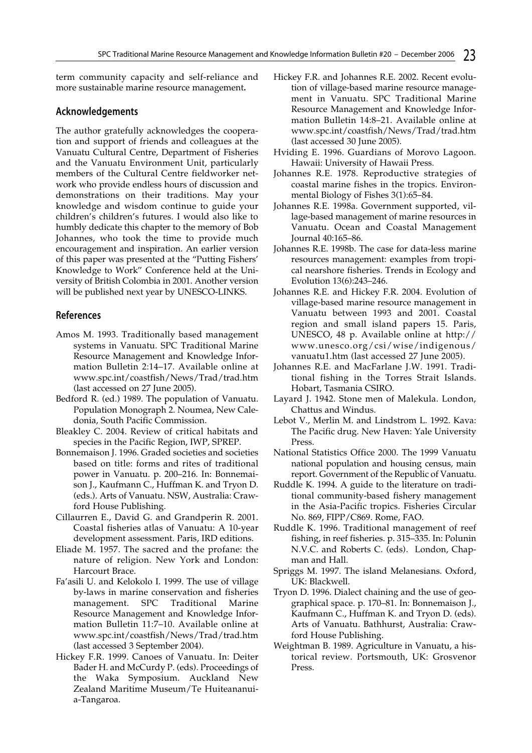term community capacity and self-reliance and more sustainable marine resource management**.**

## Acknowledgements

The author gratefully acknowledges the cooperation and support of friends and colleagues at the Vanuatu Cultural Centre, Department of Fisheries and the Vanuatu Environment Unit, particularly members of the Cultural Centre fieldworker network who provide endless hours of discussion and demonstrations on their traditions. May your knowledge and wisdom continue to guide your children's children's futures. I would also like to humbly dedicate this chapter to the memory of Bob Johannes, who took the time to provide much encouragement and inspiration. An earlier version of this paper was presented at the "Putting Fishers' Knowledge to Work" Conference held at the University of British Colombia in 2001. Another version will be published next year by UNESCO-LINKS.

## References

Amos M. 1993. Traditionally based management systems in Vanuatu. SPC Traditional Marine Resource Management and Knowledge Information Bulletin 2:14–17. Available online at www.spc.int/coastfish/News/Trad/trad.htm (last accessed on 27 June 2005).

Bedford R. (ed.) 1989. The population of Vanuatu. Population Monograph 2. Noumea, New Caledonia, South Pacific Commission.

Bleakley C. 2004. Review of critical habitats and species in the Pacific Region, IWP, SPREP.

Bonnemaison J. 1996. Graded societies and societies based on title: forms and rites of traditional power in Vanuatu. p. 200–216. In: Bonnemaison J., Kaufmann C., Huffman K. and Tryon D. (eds.). Arts of Vanuatu. NSW, Australia: Crawford House Publishing.

Cillaurren E., David G. and Grandperin R. 2001. Coastal fisheries atlas of Vanuatu: A 10-year development assessment. Paris, IRD editions.

Eliade M. 1957. The sacred and the profane: the nature of religion. New York and London: Harcourt Brace.

Fa'asili U. and Kelokolo I. 1999. The use of village by-laws in marine conservation and fisheries management. SPC Traditional Marine Resource Management and Knowledge Information Bulletin 11:7–10. Available online at www.spc.int/coastfish/News/Trad/trad.htm (last accessed 3 September 2004).

Hickey F.R. 1999. Canoes of Vanuatu. In: Deiter Bader H. and McCurdy P. (eds). Proceedings of the Waka Symposium. Auckland New Zealand Maritime Museum/Te Huiteananui-a-Tangaroa.

Hickey F.R. and Johannes R.E. 2002. Recent evolution of village-based marine resource management in Vanuatu. SPC Traditional Marine Resource Management and Knowledge Information Bulletin 14:8–21. Available online at www.spc.int/coastfish/News/Trad/trad.htm (last accessed 30 June 2005).

Hviding E. 1996. Guardians of Morovo Lagoon. Hawaii: University of Hawaii Press.

Johannes R.E. 1978. Reproductive strategies of coastal marine fishes in the tropics. Environmental Biology of Fishes 3(1):65–84.

Johannes R.E. 1998a. Government supported, village-based management of marine resources in Vanuatu. Ocean and Coastal Management Journal 40:165–86.

Johannes R.E. 1998b. The case for data-less marine resources management: examples from tropical nearshore fisheries. Trends in Ecology and Evolution 13(6):243–246.

Johannes R.E. and Hickey F.R. 2004. Evolution of village-based marine resource management in Vanuatu between 1993 and 2001. Coastal region and small island papers 15. Paris, UNESCO, 48 p. Available online at http://www.unesco.org/csi/wise/indigenous/vanuatu1.htm (last accessed 27 June 2005).

Johannes R.E. and MacFarlane J.W. 1991. Traditional fishing in the Torres Strait Islands. Hobart, Tasmania CSIRO.

Layard J. 1942. Stone men of Malekula. London, Chattus and Windus.

Lebot V., Merlin M. and Lindstrom L. 1992. Kava: The Pacific drug. New Haven: Yale University Press.

National Statistics Office 2000. The 1999 Vanuatu national population and housing census, main report. Government of the Republic of Vanuatu.

Ruddle K. 1994. A guide to the literature on traditional community-based fishery management in the Asia-Pacific tropics. Fisheries Circular No. 869, FIPP/C869. Rome, FAO.

Ruddle K. 1996. Traditional management of reef fishing, in reef fisheries. p. 315–335. In: Polunin N.V.C. and Roberts C. (eds). London, Chapman and Hall.

Spriggs M. 1997. The island Melanesians. Oxford, UK: Blackwell.

Tryon D. 1996. Dialect chaining and the use of geographical space. p. 170–81. In: Bonnemaison J., Kaufmann C., Huffman K. and Tryon D. (eds). Arts of Vanuatu. Bathhurst, Australia: Crawford House Publishing.

Weightman B. 1989. Agriculture in Vanuatu, a historical review. Portsmouth, UK: Grosvenor Press.